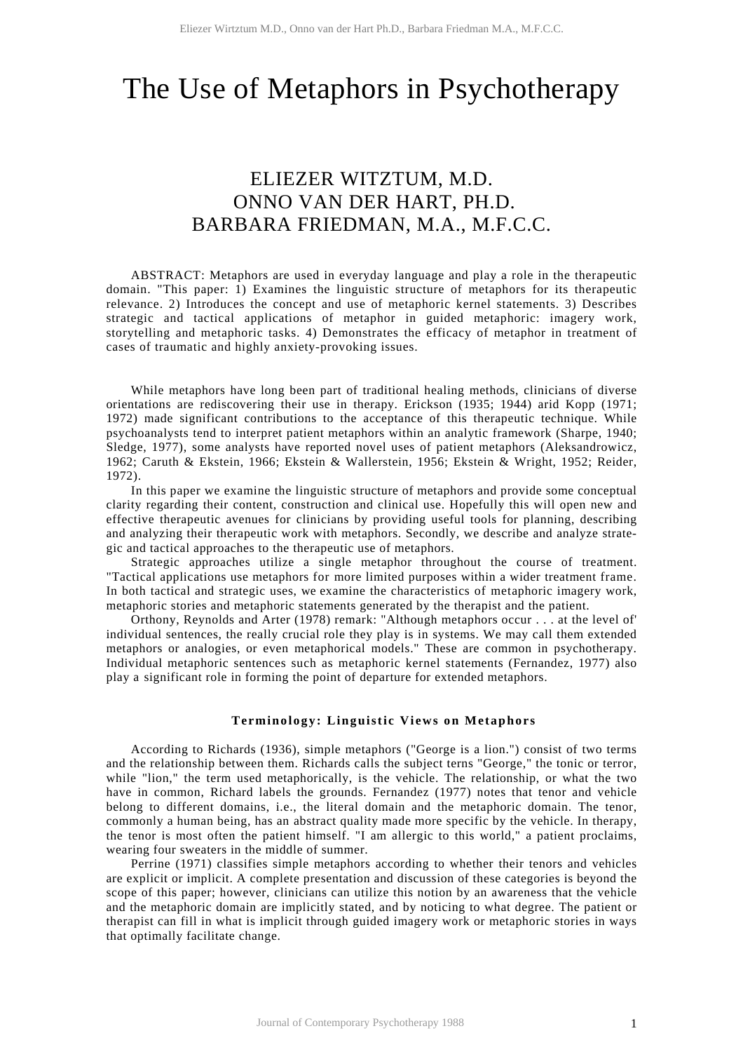# The Use of Metaphors in Psychotherapy

## ELIEZER WITZTUM, M.D.
## ONNO VAN DER HART, PH.D.
## BARBARA FRIEDMAN, M.A., M.F.C.C.

ABSTRACT: Metaphors are used in everyday language and play a role in the therapeutic domain. "This paper: 1) Examines the linguistic structure of metaphors for its therapeutic relevance. 2) Introduces the concept and use of metaphoric kernel statements. 3) Describes strategic and tactical applications of metaphor in guided metaphoric: imagery work, storytelling and metaphoric tasks. 4) Demonstrates the efficacy of metaphor in treatment of cases of traumatic and highly anxiety-provoking issues.

While metaphors have long been part of traditional healing methods, clinicians of diverse orientations are rediscovering their use in therapy. Erickson (1935; 1944) arid Kopp (1971; 1972) made significant contributions to the acceptance of this therapeutic technique. While psychoanalysts tend to interpret patient metaphors within an analytic framework (Sharpe, 1940; Sledge, 1977), some analysts have reported novel uses of patient metaphors (Aleksandrowicz, 1962; Caruth & Ekstein, 1966; Ekstein & Wallerstein, 1956; Ekstein & Wright, 1952; Reider, 1972).

In this paper we examine the linguistic structure of metaphors and provide some conceptual clarity regarding their content, construction and clinical use. Hopefully this will open new and effective therapeutic avenues for clinicians by providing useful tools for planning, describing and analyzing their therapeutic work with metaphors. Secondly, we describe and analyze strategic and tactical approaches to the therapeutic use of metaphors.

Strategic approaches utilize a single metaphor throughout the course of treatment. "Tactical applications use metaphors for more limited purposes within a wider treatment frame. In both tactical and strategic uses, we examine the characteristics of metaphoric imagery work, metaphoric stories and metaphoric statements generated by the therapist and the patient.

Orthony, Reynolds and Arter (1978) remark: "Although metaphors occur . . . at the level of' individual sentences, the really crucial role they play is in systems. We may call them extended metaphors or analogies, or even metaphorical models." These are common in psychotherapy. Individual metaphoric sentences such as metaphoric kernel statements (Fernandez, 1977) also play a significant role in forming the point of departure for extended metaphors.

### Terminology: Linguistic Views on Metaphors

According to Richards (1936), simple metaphors ("George is a lion.") consist of two terms and the relationship between them. Richards calls the subject terns "George," the tonic or terror, while "lion," the term used metaphorically, is the vehicle. The relationship, or what the two have in common, Richard labels the grounds. Fernandez (1977) notes that tenor and vehicle belong to different domains, i.e., the literal domain and the metaphoric domain. The tenor, commonly a human being, has an abstract quality made more specific by the vehicle. In therapy, the tenor is most often the patient himself. "I am allergic to this world," a patient proclaims, wearing four sweaters in the middle of summer.

Perrine (1971) classifies simple metaphors according to whether their tenors and vehicles are explicit or implicit. A complete presentation and discussion of these categories is beyond the scope of this paper; however, clinicians can utilize this notion by an awareness that the vehicle and the metaphoric domain are implicitly stated, and by noticing to what degree. The patient or therapist can fill in what is implicit through guided imagery work or metaphoric stories in ways that optimally facilitate change.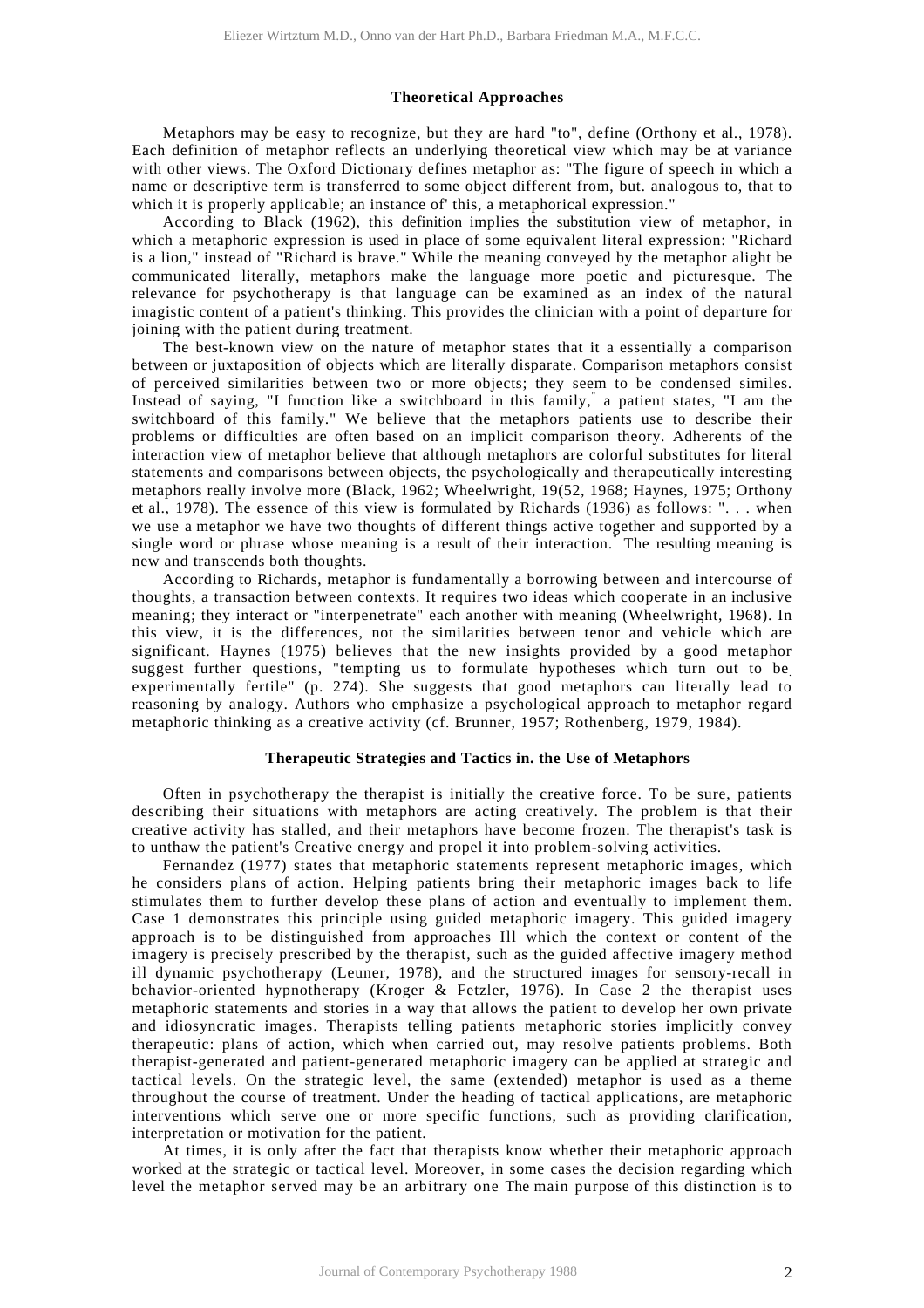## Theoretical Approaches

Metaphors may be easy to recognize, but they are hard "to", define (Orthony et al., 1978). Each definition of metaphor reflects an underlying theoretical view which may be at variance with other views. The Oxford Dictionary defines metaphor as: "The figure of speech in which a name or descriptive term is transferred to some object different from, but. analogous to, that to which it is properly applicable; an instance of' this, a metaphorical expression."

According to Black (1962), this definition implies the substitution view of metaphor, in which a metaphoric expression is used in place of some equivalent literal expression: "Richard is a lion," instead of "Richard is brave." While the meaning conveyed by the metaphor alight be communicated literally, metaphors make the language more poetic and picturesque. The relevance for psychotherapy is that language can be examined as an index of the natural imagistic content of a patient's thinking. This provides the clinician with a point of departure for joining with the patient during treatment.

The best-known view on the nature of metaphor states that it a essentially a comparison between or juxtaposition of objects which are literally disparate. Comparison metaphors consist of perceived similarities between two or more objects; they seem to be condensed similes. Instead of saying, "I function like a switchboard in this family," a patient states, "I am the switchboard of this family." We believe that the metaphors patients use to describe their problems or difficulties are often based on an implicit comparison theory. Adherents of the interaction view of metaphor believe that although metaphors are colorful substitutes for literal statements and comparisons between objects, the psychologically and therapeutically interesting metaphors really involve more (Black, 1962; Wheelwright, 19(52, 1968; Haynes, 1975; Orthony et al., 1978). The essence of this view is formulated by Richards (1936) as follows: ". . . when we use a metaphor we have two thoughts of different things active together and supported by a single word or phrase whose meaning is a result of their interaction." The resulting meaning is new and transcends both thoughts.

According to Richards, metaphor is fundamentally a borrowing between and intercourse of thoughts, a transaction between contexts. It requires two ideas which cooperate in an inclusive meaning; they interact or "interpenetrate" each another with meaning (Wheelwright, 1968). In this view, it is the differences, not the similarities between tenor and vehicle which are significant. Haynes (1975) believes that the new insights provided by a good metaphor suggest further questions, "tempting us to formulate hypotheses which turn out to be experimentally fertile" (p. 274). She suggests that good metaphors can literally lead to reasoning by analogy. Authors who emphasize a psychological approach to metaphor regard metaphoric thinking as a creative activity (cf. Brunner, 1957; Rothenberg, 1979, 1984).

## Therapeutic Strategies and Tactics in. the Use of Metaphors

Often in psychotherapy the therapist is initially the creative force. To be sure, patients describing their situations with metaphors are acting creatively. The problem is that their creative activity has stalled, and their metaphors have become frozen. The therapist's task is to unthaw the patient's Creative energy and propel it into problem-solving activities.

Fernandez (1977) states that metaphoric statements represent metaphoric images, which he considers plans of action. Helping patients bring their metaphoric images back to life stimulates them to further develop these plans of action and eventually to implement them. Case 1 demonstrates this principle using guided metaphoric imagery. This guided imagery approach is to be distinguished from approaches Ill which the context or content of the imagery is precisely prescribed by the therapist, such as the guided affective imagery method ill dynamic psychotherapy (Leuner, 1978), and the structured images for sensory-recall in behavior-oriented hypnotherapy (Kroger & Fetzler, 1976). In Case 2 the therapist uses metaphoric statements and stories in a way that allows the patient to develop her own private and idiosyncratic images. Therapists telling patients metaphoric stories implicitly convey therapeutic: plans of action, which when carried out, may resolve patients problems. Both therapist-generated and patient-generated metaphoric imagery can be applied at strategic and tactical levels. On the strategic level, the same (extended) metaphor is used as a theme throughout the course of treatment. Under the heading of tactical applications, are metaphoric interventions which serve one or more specific functions, such as providing clarification, interpretation or motivation for the patient.

At times, it is only after the fact that therapists know whether their metaphoric approach worked at the strategic or tactical level. Moreover, in some cases the decision regarding which level the metaphor served may be an arbitrary one The main purpose of this distinction is to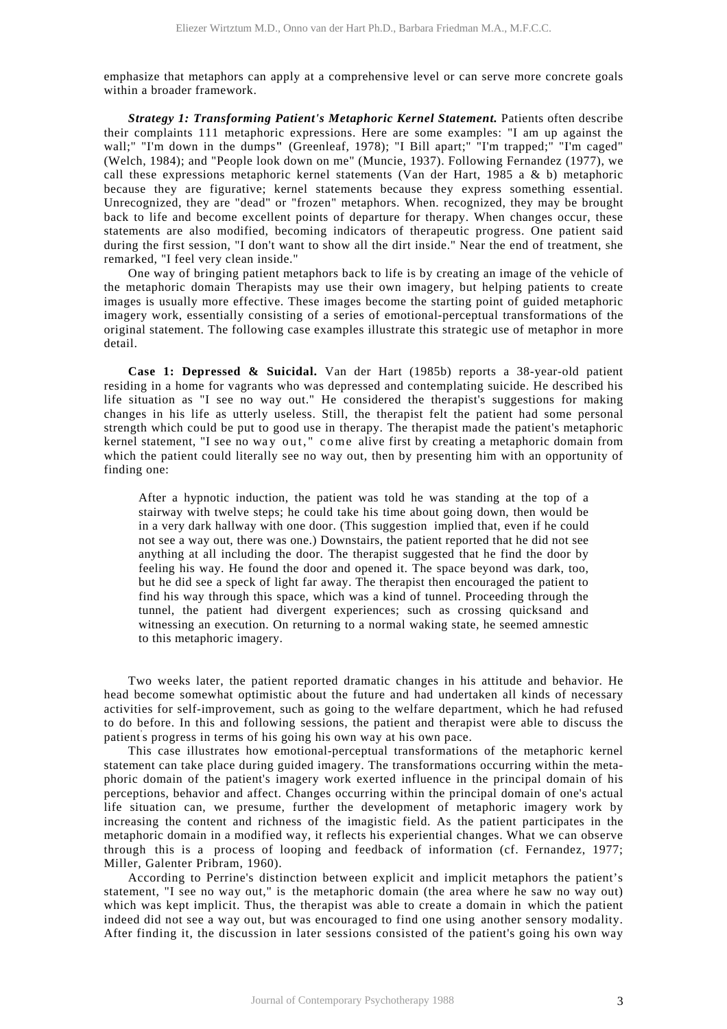emphasize that metaphors can apply at a comprehensive level or can serve more concrete goals within a broader framework.

***Strategy 1: Transforming Patient's Metaphoric Kernel Statement.*** Patients often describe their complaints 111 metaphoric expressions. Here are some examples: "I am up against the wall;" "I'm down in the dumps" (Greenleaf, 1978); "I Bill apart;" "I'm trapped;" "I'm caged" (Welch, 1984); and "People look down on me" (Muncie, 1937). Following Fernandez (1977), we call these expressions metaphoric kernel statements (Van der Hart, 1985 a & b) metaphoric because they are figurative; kernel statements because they express something essential. Unrecognized, they are "dead" or "frozen" metaphors. When. recognized, they may be brought back to life and become excellent points of departure for therapy. When changes occur, these statements are also modified, becoming indicators of therapeutic progress. One patient said during the first session, "I don't want to show all the dirt inside." Near the end of treatment, she remarked, "I feel very clean inside."

One way of bringing patient metaphors back to life is by creating an image of the vehicle of the metaphoric domain Therapists may use their own imagery, but helping patients to create images is usually more effective. These images become the starting point of guided metaphoric imagery work, essentially consisting of a series of emotional-perceptual transformations of the original statement. The following case examples illustrate this strategic use of metaphor in more detail.

**Case 1: Depressed & Suicidal.** Van der Hart (1985b) reports a 38-year-old patient residing in a home for vagrants who was depressed and contemplating suicide. He described his life situation as "I see no way out." He considered the therapist's suggestions for making changes in his life as utterly useless. Still, the therapist felt the patient had some personal strength which could be put to good use in therapy. The therapist made the patient's metaphoric kernel statement, "I see no way out," come alive first by creating a metaphoric domain from which the patient could literally see no way out, then by presenting him with an opportunity of finding one:

> After a hypnotic induction, the patient was told he was standing at the top of a stairway with twelve steps; he could take his time about going down, then would be in a very dark hallway with one door. (This suggestion implied that, even if he could not see a way out, there was one.) Downstairs, the patient reported that he did not see anything at all including the door. The therapist suggested that he find the door by feeling his way. He found the door and opened it. The space beyond was dark, too, but he did see a speck of light far away. The therapist then encouraged the patient to find his way through this space, which was a kind of tunnel. Proceeding through the tunnel, the patient had divergent experiences; such as crossing quicksand and witnessing an execution. On returning to a normal waking state, he seemed amnestic to this metaphoric imagery.

Two weeks later, the patient reported dramatic changes in his attitude and behavior. He head become somewhat optimistic about the future and had undertaken all kinds of necessary activities for self-improvement, such as going to the welfare department, which he had refused to do before. In this and following sessions, the patient and therapist were able to discuss the patient's progress in terms of his going his own way at his own pace.

This case illustrates how emotional-perceptual transformations of the metaphoric kernel statement can take place during guided imagery. The transformations occurring within the metaphoric domain of the patient's imagery work exerted influence in the principal domain of his perceptions, behavior and affect. Changes occurring within the principal domain of one's actual life situation can, we presume, further the development of metaphoric imagery work by increasing the content and richness of the imagistic field. As the patient participates in the metaphoric domain in a modified way, it reflects his experiential changes. What we can observe through this is a process of looping and feedback of information (cf. Fernandez, 1977; Miller, Galenter Pribram, 1960).

According to Perrine's distinction between explicit and implicit metaphors the patient's statement, "I see no way out," is the metaphoric domain (the area where he saw no way out) which was kept implicit. Thus, the therapist was able to create a domain in which the patient indeed did not see a way out, but was encouraged to find one using another sensory modality. After finding it, the discussion in later sessions consisted of the patient's going his own way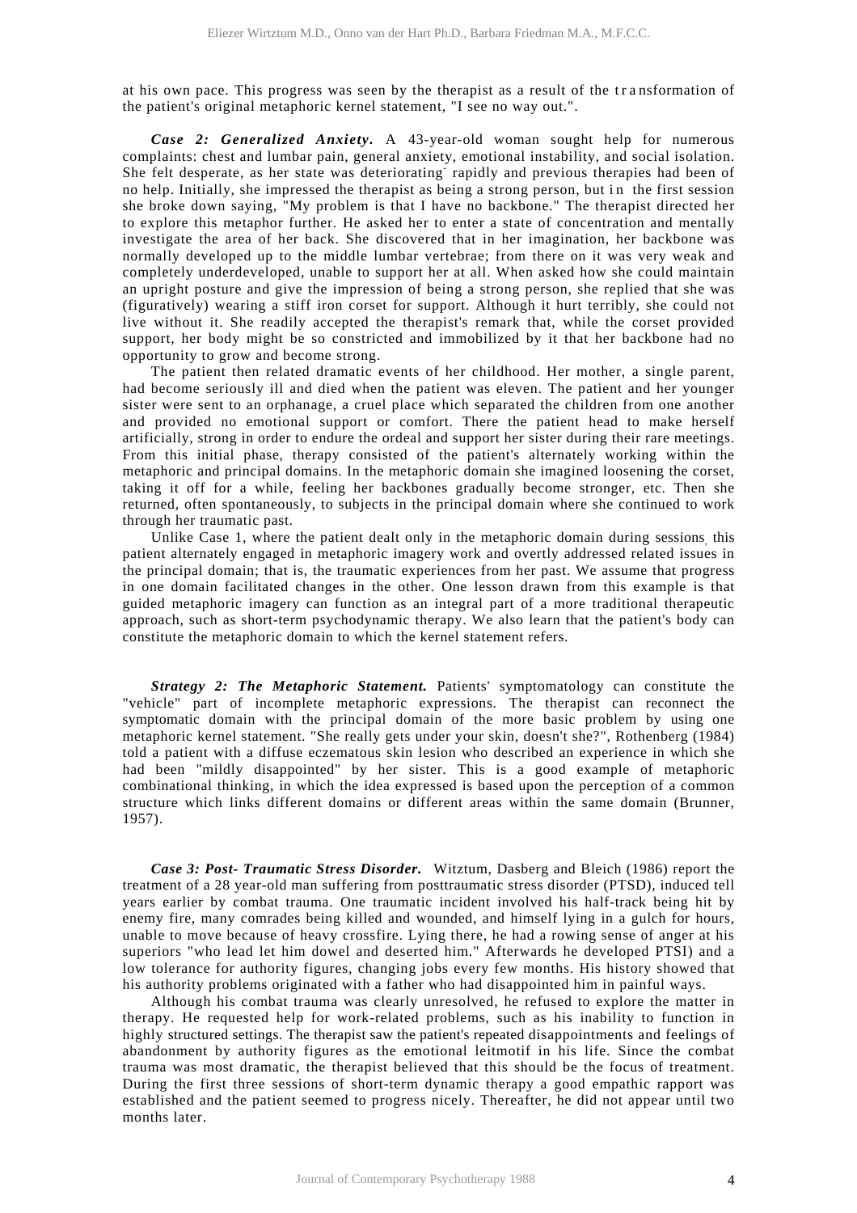at his own pace. This progress was seen by the therapist as a result of the transformation of the patient's original metaphoric kernel statement, "I see no way out.".

***Case 2: Generalized Anxiety.*** A 43-year-old woman sought help for numerous complaints: chest and lumbar pain, general anxiety, emotional instability, and social isolation. She felt desperate, as her state was deteriorating rapidly and previous therapies had been of no help. Initially, she impressed the therapist as being a strong person, but in the first session she broke down saying, "My problem is that I have no backbone." The therapist directed her to explore this metaphor further. He asked her to enter a state of concentration and mentally investigate the area of her back. She discovered that in her imagination, her backbone was normally developed up to the middle lumbar vertebrae; from there on it was very weak and completely underdeveloped, unable to support her at all. When asked how she could maintain an upright posture and give the impression of being a strong person, she replied that she was (figuratively) wearing a stiff iron corset for support. Although it hurt terribly, she could not live without it. She readily accepted the therapist's remark that, while the corset provided support, her body might be so constricted and immobilized by it that her backbone had no opportunity to grow and become strong.

The patient then related dramatic events of her childhood. Her mother, a single parent, had become seriously ill and died when the patient was eleven. The patient and her younger sister were sent to an orphanage, a cruel place which separated the children from one another and provided no emotional support or comfort. There the patient head to make herself artificially, strong in order to endure the ordeal and support her sister during their rare meetings. From this initial phase, therapy consisted of the patient's alternately working within the metaphoric and principal domains. In the metaphoric domain she imagined loosening the corset, taking it off for a while, feeling her backbones gradually become stronger, etc. Then she returned, often spontaneously, to subjects in the principal domain where she continued to work through her traumatic past.

Unlike Case 1, where the patient dealt only in the metaphoric domain during sessions, this patient alternately engaged in metaphoric imagery work and overtly addressed related issues in the principal domain; that is, the traumatic experiences from her past. We assume that progress in one domain facilitated changes in the other. One lesson drawn from this example is that guided metaphoric imagery can function as an integral part of a more traditional therapeutic approach, such as short-term psychodynamic therapy. We also learn that the patient's body can constitute the metaphoric domain to which the kernel statement refers.

***Strategy 2: The Metaphoric Statement.*** Patients' symptomatology can constitute the "vehicle" part of incomplete metaphoric expressions. The therapist can reconnect the symptomatic domain with the principal domain of the more basic problem by using one metaphoric kernel statement. "She really gets under your skin, doesn't she?", Rothenberg (1984) told a patient with a diffuse eczematous skin lesion who described an experience in which she had been "mildly disappointed" by her sister. This is a good example of metaphoric combinational thinking, in which the idea expressed is based upon the perception of a common structure which links different domains or different areas within the same domain (Brunner, 1957).

***Case 3: Post- Traumatic Stress Disorder.*** Witztum, Dasberg and Bleich (1986) report the treatment of a 28 year-old man suffering from posttraumatic stress disorder (PTSD), induced tell years earlier by combat trauma. One traumatic incident involved his half-track being hit by enemy fire, many comrades being killed and wounded, and himself lying in a gulch for hours, unable to move because of heavy crossfire. Lying there, he had a rowing sense of anger at his superiors "who lead let him dowel and deserted him." Afterwards he developed PTSI) and a low tolerance for authority figures, changing jobs every few months. His history showed that his authority problems originated with a father who had disappointed him in painful ways.

Although his combat trauma was clearly unresolved, he refused to explore the matter in therapy. He requested help for work-related problems, such as his inability to function in highly structured settings. The therapist saw the patient's repeated disappointments and feelings of abandonment by authority figures as the emotional leitmotif in his life. Since the combat trauma was most dramatic, the therapist believed that this should be the focus of treatment. During the first three sessions of short-term dynamic therapy a good empathic rapport was established and the patient seemed to progress nicely. Thereafter, he did not appear until two months later.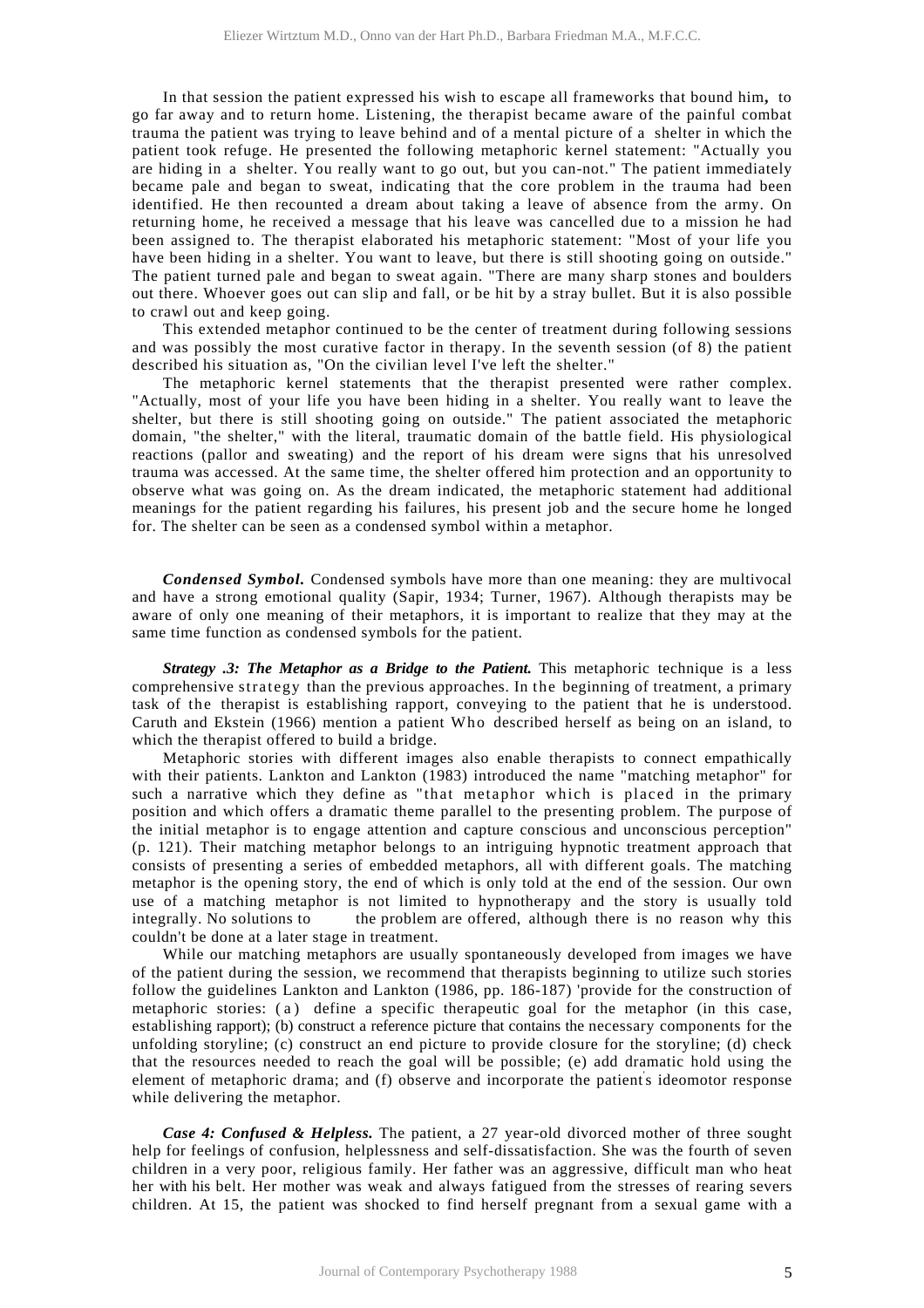In that session the patient expressed his wish to escape all frameworks that bound him**,** to go far away and to return home. Listening, the therapist became aware of the painful combat trauma the patient was trying to leave behind and of a mental picture of a shelter in which the patient took refuge. He presented the following metaphoric kernel statement: "Actually you are hiding in a shelter. You really want to go out, but you can-not." The patient immediately became pale and began to sweat, indicating that the core problem in the trauma had been identified. He then recounted a dream about taking a leave of absence from the army. On returning home, he received a message that his leave was cancelled due to a mission he had been assigned to. The therapist elaborated his metaphoric statement: "Most of your life you have been hiding in a shelter. You want to leave, but there is still shooting going on outside." The patient turned pale and began to sweat again. "There are many sharp stones and boulders out there. Whoever goes out can slip and fall, or be hit by a stray bullet. But it is also possible to crawl out and keep going.

This extended metaphor continued to be the center of treatment during following sessions and was possibly the most curative factor in therapy. In the seventh session (of 8) the patient described his situation as, "On the civilian level I've left the shelter."

The metaphoric kernel statements that the therapist presented were rather complex. "Actually, most of your life you have been hiding in a shelter. You really want to leave the shelter, but there is still shooting going on outside." The patient associated the metaphoric domain, "the shelter," with the literal, traumatic domain of the battle field. His physiological reactions (pallor and sweating) and the report of his dream were signs that his unresolved trauma was accessed. At the same time, the shelter offered him protection and an opportunity to observe what was going on. As the dream indicated, the metaphoric statement had additional meanings for the patient regarding his failures, his present job and the secure home he longed for. The shelter can be seen as a condensed symbol within a metaphor.

***Condensed Symbol.*** Condensed symbols have more than one meaning: they are multivocal and have a strong emotional quality (Sapir, 1934; Turner, 1967). Although therapists may be aware of only one meaning of their metaphors, it is important to realize that they may at the same time function as condensed symbols for the patient.

***Strategy .3: The Metaphor as a Bridge to the Patient.*** This metaphoric technique is a less comprehensive strategy than the previous approaches. In the beginning of treatment, a primary task of the therapist is establishing rapport, conveying to the patient that he is understood. Caruth and Ekstein (1966) mention a patient Who described herself as being on an island, to which the therapist offered to build a bridge.

Metaphoric stories with different images also enable therapists to connect empathically with their patients. Lankton and Lankton (1983) introduced the name "matching metaphor" for such a narrative which they define as "that metaphor which is placed in the primary position and which offers a dramatic theme parallel to the presenting problem. The purpose of the initial metaphor is to engage attention and capture conscious and unconscious perception" (p. 121). Their matching metaphor belongs to an intriguing hypnotic treatment approach that consists of presenting a series of embedded metaphors, all with different goals. The matching metaphor is the opening story, the end of which is only told at the end of the session. Our own use of a matching metaphor is not limited to hypnotherapy and the story is usually told integrally. No solutions to the problem are offered, although there is no reason why this couldn't be done at a later stage in treatment.

While our matching metaphors are usually spontaneously developed from images we have of the patient during the session, we recommend that therapists beginning to utilize such stories follow the guidelines Lankton and Lankton (1986, pp. 186-187) 'provide for the construction of metaphoric stories: (a) define a specific therapeutic goal for the metaphor (in this case, establishing rapport); (b) construct a reference picture that contains the necessary components for the unfolding storyline; (c) construct an end picture to provide closure for the storyline; (d) check that the resources needed to reach the goal will be possible; (e) add dramatic hold using the element of metaphoric drama; and (f) observe and incorporate the patient's ideomotor response while delivering the metaphor.

***Case 4: Confused & Helpless.*** The patient, a 27 year-old divorced mother of three sought help for feelings of confusion, helplessness and self-dissatisfaction. She was the fourth of seven children in a very poor, religious family. Her father was an aggressive, difficult man who heat her with his belt. Her mother was weak and always fatigued from the stresses of rearing severs children. At 15, the patient was shocked to find herself pregnant from a sexual game with a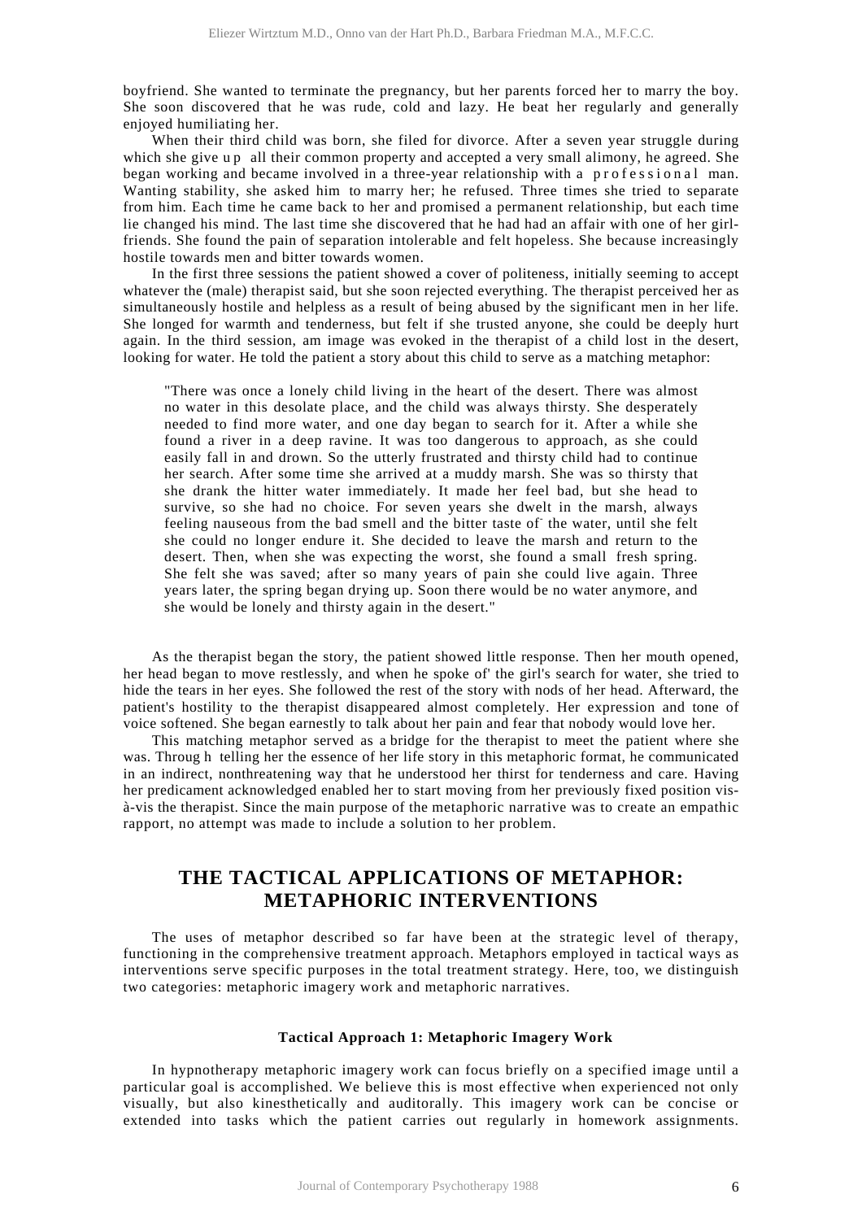boyfriend. She wanted to terminate the pregnancy, but her parents forced her to marry the boy. She soon discovered that he was rude, cold and lazy. He beat her regularly and generally enjoyed humiliating her.

When their third child was born, she filed for divorce. After a seven year struggle during which she give up all their common property and accepted a very small alimony, he agreed. She began working and became involved in a three-year relationship with a professional man. Wanting stability, she asked him to marry her; he refused. Three times she tried to separate from him. Each time he came back to her and promised a permanent relationship, but each time lie changed his mind. The last time she discovered that he had had an affair with one of her girl-friends. She found the pain of separation intolerable and felt hopeless. She because increasingly hostile towards men and bitter towards women.

In the first three sessions the patient showed a cover of politeness, initially seeming to accept whatever the (male) therapist said, but she soon rejected everything. The therapist perceived her as simultaneously hostile and helpless as a result of being abused by the significant men in her life. She longed for warmth and tenderness, but felt if she trusted anyone, she could be deeply hurt again. In the third session, am image was evoked in the therapist of a child lost in the desert, looking for water. He told the patient a story about this child to serve as a matching metaphor:

> "There was once a lonely child living in the heart of the desert. There was almost no water in this desolate place, and the child was always thirsty. She desperately needed to find more water, and one day began to search for it. After a while she found a river in a deep ravine. It was too dangerous to approach, as she could easily fall in and drown. So the utterly frustrated and thirsty child had to continue her search. After some time she arrived at a muddy marsh. She was so thirsty that she drank the hitter water immediately. It made her feel bad, but she head to survive, so she had no choice. For seven years she dwelt in the marsh, always feeling nauseous from the bad smell and the bitter taste of the water, until she felt she could no longer endure it. She decided to leave the marsh and return to the desert. Then, when she was expecting the worst, she found a small fresh spring. She felt she was saved; after so many years of pain she could live again. Three years later, the spring began drying up. Soon there would be no water anymore, and she would be lonely and thirsty again in the desert."

As the therapist began the story, the patient showed little response. Then her mouth opened, her head began to move restlessly, and when he spoke of' the girl's search for water, she tried to hide the tears in her eyes. She followed the rest of the story with nods of her head. Afterward, the patient's hostility to the therapist disappeared almost completely. Her expression and tone of voice softened. She began earnestly to talk about her pain and fear that nobody would love her.

This matching metaphor served as a bridge for the therapist to meet the patient where she was. Throug h telling her the essence of her life story in this metaphoric format, he communicated in an indirect, nonthreatening way that he understood her thirst for tenderness and care. Having her predicament acknowledged enabled her to start moving from her previously fixed position vis-à-vis the therapist. Since the main purpose of the metaphoric narrative was to create an empathic rapport, no attempt was made to include a solution to her problem.

## THE TACTICAL APPLICATIONS OF METAPHOR: METAPHORIC INTERVENTIONS

The uses of metaphor described so far have been at the strategic level of therapy, functioning in the comprehensive treatment approach. Metaphors employed in tactical ways as interventions serve specific purposes in the total treatment strategy. Here, too, we distinguish two categories: metaphoric imagery work and metaphoric narratives.

### Tactical Approach 1: Metaphoric Imagery Work

In hypnotherapy metaphoric imagery work can focus briefly on a specified image until a particular goal is accomplished. We believe this is most effective when experienced not only visually, but also kinesthetically and auditorally. This imagery work can be concise or extended into tasks which the patient carries out regularly in homework assignments.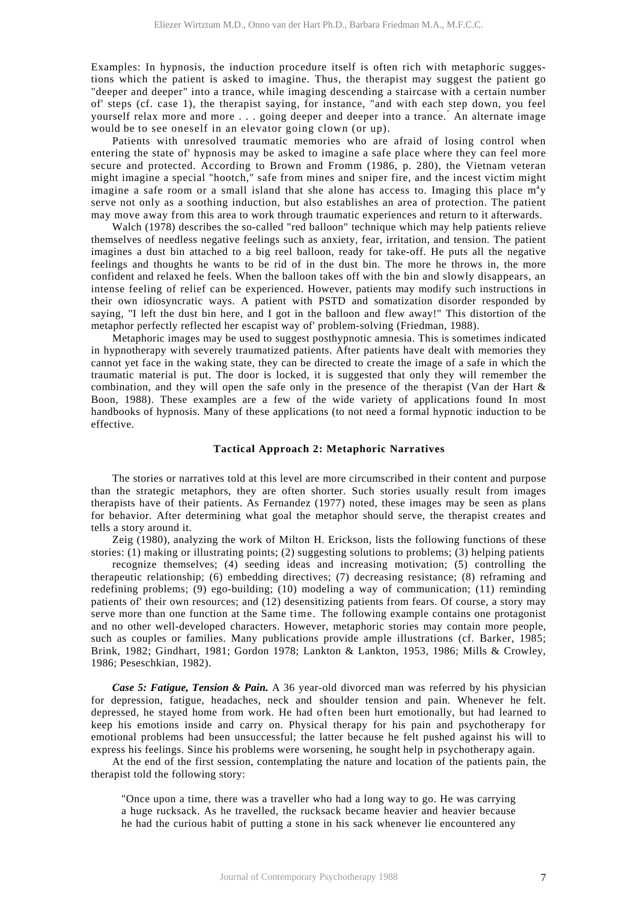Examples: In hypnosis, the induction procedure itself is often rich with metaphoric suggestions which the patient is asked to imagine. Thus, the therapist may suggest the patient go "deeper and deeper" into a trance, while imaging descending a staircase with a certain number of' steps (cf. case 1), the therapist saying, for instance, "and with each step down, you feel yourself relax more and more . . . going deeper and deeper into a trance." An alternate image would be to see oneself in an elevator going clown (or up).

Patients with unresolved traumatic memories who are afraid of losing control when entering the state of' hypnosis may be asked to imagine a safe place where they can feel more secure and protected. According to Brown and Fromm (1986, p. 280), the Vietnam veteran might imagine a special "hootch," safe from mines and sniper fire, and the incest victim might imagine a safe room or a small island that she alone has access to. Imaging this place m<sup>a</sup>y serve not only as a soothing induction, but also establishes an area of protection. The patient may move away from this area to work through traumatic experiences and return to it afterwards.

Walch (1978) describes the so-called "red balloon" technique which may help patients relieve themselves of needless negative feelings such as anxiety, fear, irritation, and tension. The patient imagines a dust bin attached to a big reel balloon, ready for take-off. He puts all the negative feelings and thoughts he wants to be rid of in the dust bin. The more he throws in, the more confident and relaxed he feels. When the balloon takes off with the bin and slowly disappears, an intense feeling of relief can be experienced. However, patients may modify such instructions in their own idiosyncratic ways. A patient with PSTD and somatization disorder responded by saying, "I left the dust bin here, and I got in the balloon and flew away!" This distortion of the metaphor perfectly reflected her escapist way of' problem-solving (Friedman, 1988).

Metaphoric images may be used to suggest posthypnotic amnesia. This is sometimes indicated in hypnotherapy with severely traumatized patients. After patients have dealt with memories they cannot yet face in the waking state, they can be directed to create the image of a safe in which the traumatic material is put. The door is locked, it is suggested that only they will remember the combination, and they will open the safe only in the presence of the therapist (Van der Hart & Boon, 1988). These examples are a few of the wide variety of applications found In most handbooks of hypnosis. Many of these applications (to not need a formal hypnotic induction to be effective.

### Tactical Approach 2: Metaphoric Narratives

The stories or narratives told at this level are more circumscribed in their content and purpose than the strategic metaphors, they are often shorter. Such stories usually result from images therapists have of their patients. As Fernandez (1977) noted, these images may be seen as plans for behavior. After determining what goal the metaphor should serve, the therapist creates and tells a story around it.

Zeig (1980), analyzing the work of Milton H. Erickson, lists the following functions of these stories: (1) making or illustrating points; (2) suggesting solutions to problems; (3) helping patients recognize themselves; (4) seeding ideas and increasing motivation; (5) controlling the therapeutic relationship; (6) embedding directives; (7) decreasing resistance; (8) reframing and redefining problems; (9) ego-building; (10) modeling a way of communication; (11) reminding patients of' their own resources; and (12) desensitizing patients from fears. Of course, a story may serve more than one function at the Same time. The following example contains one protagonist and no other well-developed characters. However, metaphoric stories may contain more people, such as couples or families. Many publications provide ample illustrations (cf. Barker, 1985; Brink, 1982; Gindhart, 1981; Gordon 1978; Lankton & Lankton, 1953, 1986; Mills & Crowley, 1986; Peseschkian, 1982).

***Case 5: Fatigue, Tension & Pain.*** A 36 year-old divorced man was referred by his physician for depression, fatigue, headaches, neck and shoulder tension and pain. Whenever he felt. depressed, he stayed home from work. He had often been hurt emotionally, but had learned to keep his emotions inside and carry on. Physical therapy for his pain and psychotherapy for emotional problems had been unsuccessful; the latter because he felt pushed against his will to express his feelings. Since his problems were worsening, he sought help in psychotherapy again.

At the end of the first session, contemplating the nature and location of the patients pain, the therapist told the following story:

> "Once upon a time, there was a traveller who had a long way to go. He was carrying a huge rucksack. As he travelled, the rucksack became heavier and heavier because he had the curious habit of putting a stone in his sack whenever lie encountered any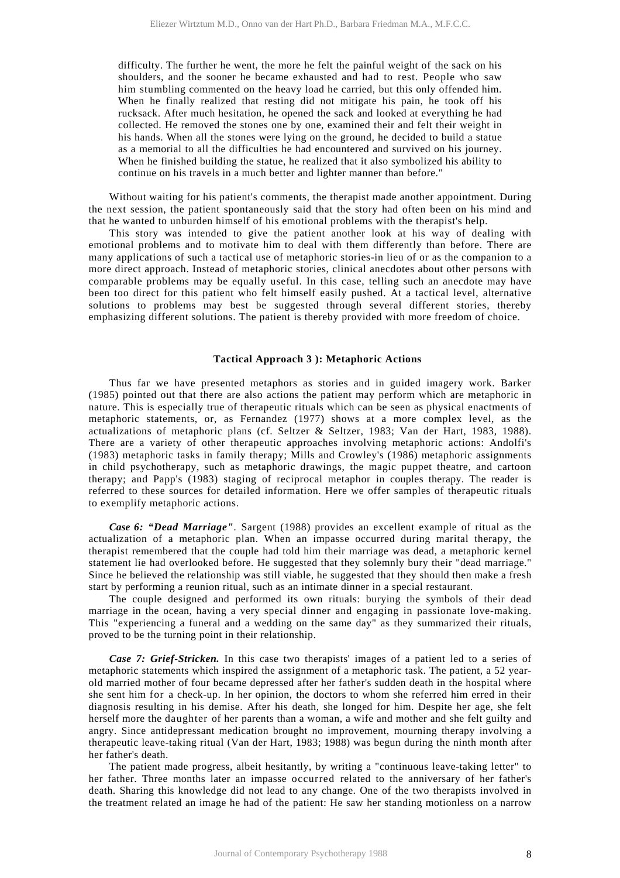difficulty. The further he went, the more he felt the painful weight of the sack on his shoulders, and the sooner he became exhausted and had to rest. People who saw him stumbling commented on the heavy load he carried, but this only offended him. When he finally realized that resting did not mitigate his pain, he took off his rucksack. After much hesitation, he opened the sack and looked at everything he had collected. He removed the stones one by one, examined their and felt their weight in his hands. When all the stones were lying on the ground, he decided to build a statue as a memorial to all the difficulties he had encountered and survived on his journey. When he finished building the statue, he realized that it also symbolized his ability to continue on his travels in a much better and lighter manner than before."

Without waiting for his patient's comments, the therapist made another appointment. During the next session, the patient spontaneously said that the story had often been on his mind and that he wanted to unburden himself of his emotional problems with the therapist's help.

This story was intended to give the patient another look at his way of dealing with emotional problems and to motivate him to deal with them differently than before. There are many applications of such a tactical use of metaphoric stories-in lieu of or as the companion to a more direct approach. Instead of metaphoric stories, clinical anecdotes about other persons with comparable problems may be equally useful. In this case, telling such an anecdote may have been too direct for this patient who felt himself easily pushed. At a tactical level, alternative solutions to problems may best be suggested through several different stories, thereby emphasizing different solutions. The patient is thereby provided with more freedom of choice.

#### Tactical Approach 3 ): Metaphoric Actions

Thus far we have presented metaphors as stories and in guided imagery work. Barker (1985) pointed out that there are also actions the patient may perform which are metaphoric in nature. This is especially true of therapeutic rituals which can be seen as physical enactments of metaphoric statements, or, as Fernandez (1977) shows at a more complex level, as the actualizations of metaphoric plans (cf. Seltzer & Seltzer, 1983; Van der Hart, 1983, 1988). There are a variety of other therapeutic approaches involving metaphoric actions: Andolfi's (1983) metaphoric tasks in family therapy; Mills and Crowley's (1986) metaphoric assignments in child psychotherapy, such as metaphoric drawings, the magic puppet theatre, and cartoon therapy; and Papp's (1983) staging of reciprocal metaphor in couples therapy. The reader is referred to these sources for detailed information. Here we offer samples of therapeutic rituals to exemplify metaphoric actions.

***Case 6: "Dead Marriage"***. Sargent (1988) provides an excellent example of ritual as the actualization of a metaphoric plan. When an impasse occurred during marital therapy, the therapist remembered that the couple had told him their marriage was dead, a metaphoric kernel statement lie had overlooked before. He suggested that they solemnly bury their "dead marriage." Since he believed the relationship was still viable, he suggested that they should then make a fresh start by performing a reunion ritual, such as an intimate dinner in a special restaurant.

The couple designed and performed its own rituals: burying the symbols of their dead marriage in the ocean, having a very special dinner and engaging in passionate love-making. This "experiencing a funeral and a wedding on the same day" as they summarized their rituals, proved to be the turning point in their relationship.

***Case 7: Grief-Stricken.*** In this case two therapists' images of a patient led to a series of metaphoric statements which inspired the assignment of a metaphoric task. The patient, a 52 year-old married mother of four became depressed after her father's sudden death in the hospital where she sent him for a check-up. In her opinion, the doctors to whom she referred him erred in their diagnosis resulting in his demise. After his death, she longed for him. Despite her age, she felt herself more the daughter of her parents than a woman, a wife and mother and she felt guilty and angry. Since antidepressant medication brought no improvement, mourning therapy involving a therapeutic leave-taking ritual (Van der Hart, 1983; 1988) was begun during the ninth month after her father's death.

The patient made progress, albeit hesitantly, by writing a "continuous leave-taking letter" to her father. Three months later an impasse occurred related to the anniversary of her father's death. Sharing this knowledge did not lead to any change. One of the two therapists involved in the treatment related an image he had of the patient: He saw her standing motionless on a narrow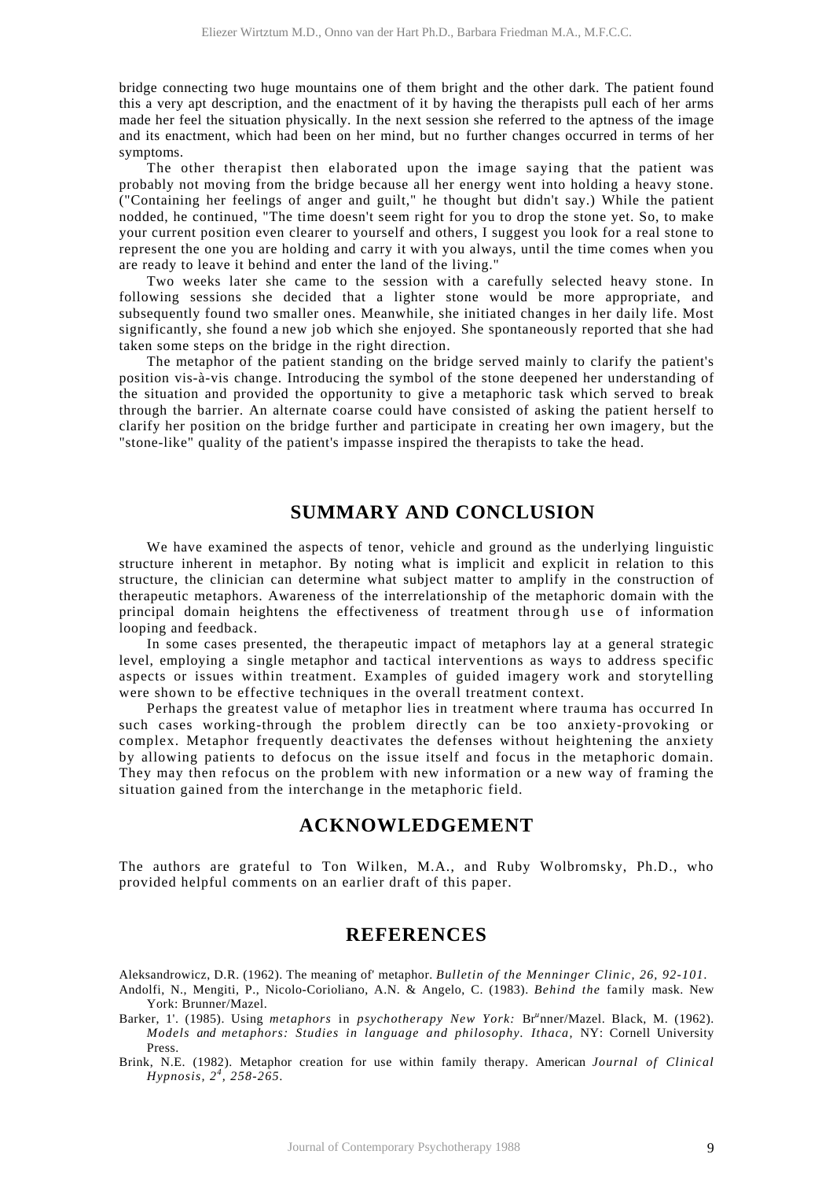bridge connecting two huge mountains one of them bright and the other dark. The patient found this a very apt description, and the enactment of it by having the therapists pull each of her arms made her feel the situation physically. In the next session she referred to the aptness of the image and its enactment, which had been on her mind, but no further changes occurred in terms of her symptoms.

The other therapist then elaborated upon the image saying that the patient was probably not moving from the bridge because all her energy went into holding a heavy stone. ("Containing her feelings of anger and guilt," he thought but didn't say.) While the patient nodded, he continued, "The time doesn't seem right for you to drop the stone yet. So, to make your current position even clearer to yourself and others, I suggest you look for a real stone to represent the one you are holding and carry it with you always, until the time comes when you are ready to leave it behind and enter the land of the living."

Two weeks later she came to the session with a carefully selected heavy stone. In following sessions she decided that a lighter stone would be more appropriate, and subsequently found two smaller ones. Meanwhile, she initiated changes in her daily life. Most significantly, she found a new job which she enjoyed. She spontaneously reported that she had taken some steps on the bridge in the right direction.

The metaphor of the patient standing on the bridge served mainly to clarify the patient's position vis-à-vis change. Introducing the symbol of the stone deepened her understanding of the situation and provided the opportunity to give a metaphoric task which served to break through the barrier. An alternate coarse could have consisted of asking the patient herself to clarify her position on the bridge further and participate in creating her own imagery, but the "stone-like" quality of the patient's impasse inspired the therapists to take the head.

## SUMMARY AND CONCLUSION

We have examined the aspects of tenor, vehicle and ground as the underlying linguistic structure inherent in metaphor. By noting what is implicit and explicit in relation to this structure, the clinician can determine what subject matter to amplify in the construction of therapeutic metaphors. Awareness of the interrelationship of the metaphoric domain with the principal domain heightens the effectiveness of treatment through use of information looping and feedback.

In some cases presented, the therapeutic impact of metaphors lay at a general strategic level, employing a single metaphor and tactical interventions as ways to address specific aspects or issues within treatment. Examples of guided imagery work and storytelling were shown to be effective techniques in the overall treatment context.

Perhaps the greatest value of metaphor lies in treatment where trauma has occurred In such cases working-through the problem directly can be too anxiety-provoking or complex. Metaphor frequently deactivates the defenses without heightening the anxiety by allowing patients to defocus on the issue itself and focus in the metaphoric domain. They may then refocus on the problem with new information or a new way of framing the situation gained from the interchange in the metaphoric field.

## ACKNOWLEDGEMENT

The authors are grateful to Ton Wilken, M.A., and Ruby Wolbromsky, Ph.D., who provided helpful comments on an earlier draft of this paper.

## REFERENCES

Aleksandrowicz, D.R. (1962). The meaning of' metaphor. *Bulletin of the Menninger Clinic, 26, 92-101.*

Andolfi, N., Mengiti, P., Nicolo-Corioliano, A.N. & Angelo, C. (1983). *Behind the* family mask. New York: Brunner/Mazel.

Barker, 1'. (1985). Using *metaphors* in *psychotherapy New York:* Br"nner/Mazel. Black, M. (1962). *Models and metaphors: Studies in language and philosophy. Ithaca,* NY: Cornell University Press.

Brink, N.E. (1982). Metaphor creation for use within family therapy. American *Journal of Clinical Hypnosis, 2[4], 258-265.*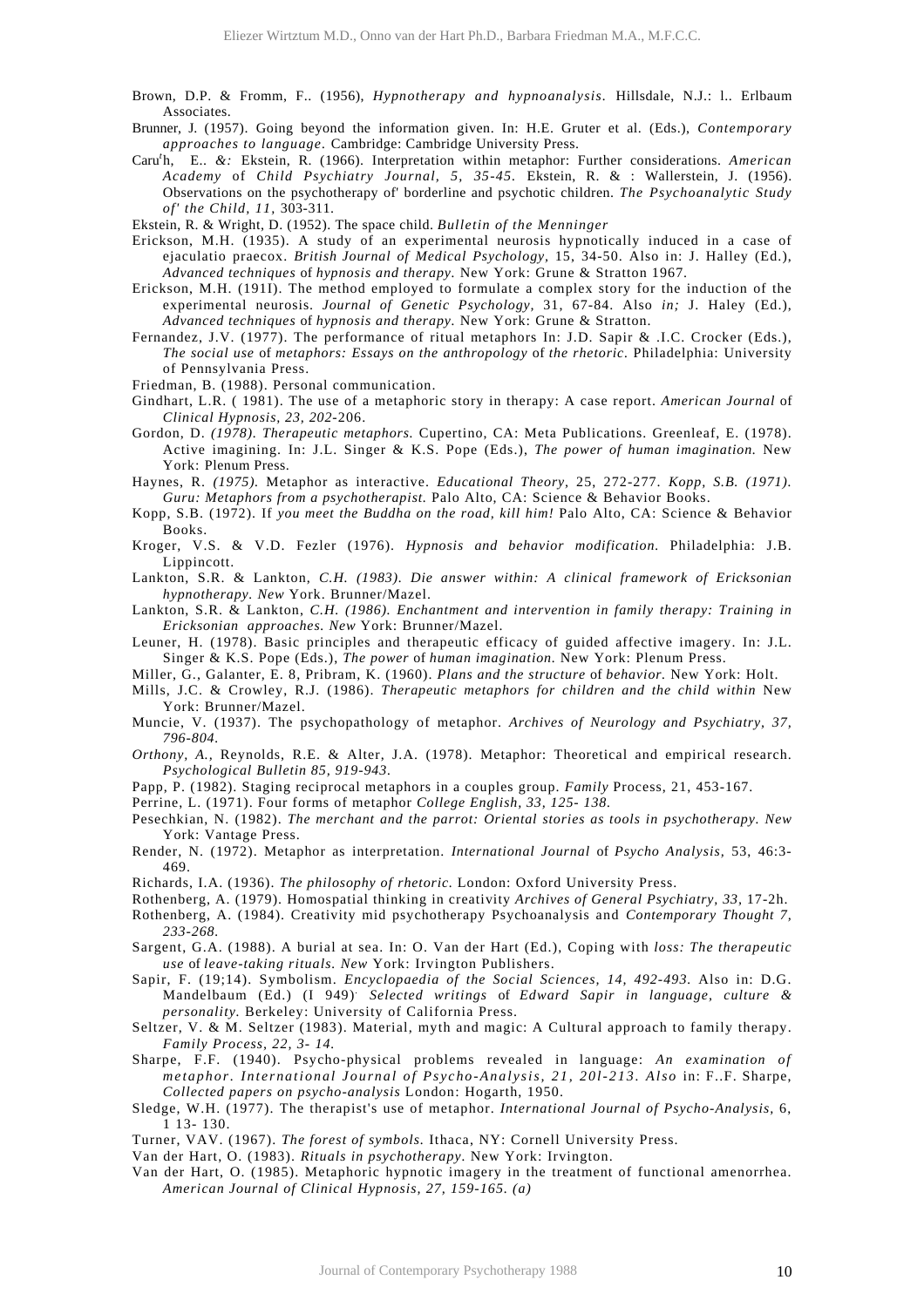Brown, D.P. & Fromm, F.. (1956), *Hypnotherapy and hypnoanalysis*. Hillsdale, N.J.: l.. Erlbaum Associates.

Brunner, J. (1957). Going beyond the information given. In: H.E. Gruter et al. (Eds.), *Contemporary approaches to language*. Cambridge: Cambridge University Press.

Caruᶠh, E.. *&:* Ekstein, R. (1966). Interpretation within metaphor: Further considerations. *American Academy* of *Child Psychiatry Journal, 5, 35-45*. Ekstein, R. & : Wallerstein, J. (1956). Observations on the psychotherapy of' borderline and psychotic children. *The Psychoanalytic Study of' the Child, 11,* 303-311.

Ekstein, R. & Wright, D. (1952). The space child. *Bulletin of the Menninger*

Erickson, M.H. (1935). A study of an experimental neurosis hypnotically induced in a case of ejaculatio praecox. *British Journal of Medical Psychology*, 15, 34-50. Also in: J. Halley (Ed.), *Advanced techniques* of *hypnosis and therapy.* New York: Grune & Stratton 1967.

Erickson, M.H. (191I). The method employed to formulate a complex story for the induction of the experimental neurosis. *Journal of Genetic Psychology*, 31, 67-84. Also *in;* J. Haley (Ed.), *Advanced techniques* of *hypnosis and therapy.* New York: Grune & Stratton.

Fernandez, J.V. (1977). The performance of ritual metaphors In: J.D. Sapir & .I.C. Crocker (Eds.), *The social use* of *metaphors: Essays on the anthropology* of *the rhetoric*. Philadelphia: University of Pennsylvania Press.

Friedman, B. (1988). Personal communication.

Gindhart, L.R. ( 1981). The use of a metaphoric story in therapy: A case report. *American Journal* of *Clinical Hypnosis, 23, 202*-206.

Gordon, D. *(1978). Therapeutic metaphors.* Cupertino, CA: Meta Publications. Greenleaf, E. (1978). Active imagining. In: J.L. Singer & K.S. Pope (Eds.), *The power of human imagination.* New York: Plenum Press.

Haynes, R. *(1975).* Metaphor as interactive. *Educational Theory*, 25, 272-277. *Kopp, S.B. (1971). Guru: Metaphors from a psychotherapist.* Palo Alto, CA: Science & Behavior Books.

Kopp, S.B. (1972). If *you meet the Buddha on the road, kill him!* Palo Alto, CA: Science & Behavior Books.

Kroger, V.S. & V.D. Fezler (1976). *Hypnosis and behavior modification.* Philadelphia: J.B. Lippincott.

Lankton, S.R. & Lankton, *C.H. (1983). Die answer within: A clinical framework of Ericksonian hypnotherapy. New* York. Brunner/Mazel.

Lankton, S.R. & Lankton, *C.H. (1986). Enchantment and intervention in family therapy: Training in Ericksonian approaches. New* York: Brunner/Mazel.

Leuner, H. (1978). Basic principles and therapeutic efficacy of guided affective imagery. In: J.L. Singer & K.S. Pope (Eds.), *The power* of *human imagination.* New York: Plenum Press.

Miller, G., Galanter, E. 8, Pribram, K. (1960). *Plans and the structure* of *behavior.* New York: Holt.

Mills, J.C. & Crowley, R.J. (1986). *Therapeutic metaphors for children and the child within* New York: Brunner/Mazel.

Muncie, V. (1937). The psychopathology of metaphor. *Archives of Neurology and Psychiatry, 37, 796-804*.

*Orthony, A.,* Reynolds, R.E. & Alter, J.A. (1978). Metaphor: Theoretical and empirical research. *Psychological Bulletin 85, 919-943*.

Papp, P. (1982). Staging reciprocal metaphors in a couples group. *Family* Process, 21, 453-167.

Perrine, L. (1971). Four forms of metaphor *College English, 33, 125- 138.*

Pesechkian, N. (1982). *The merchant and the parrot: Oriental stories as tools in psychotherapy. New* York: Vantage Press.

Render, N. (1972). Metaphor as interpretation. *International Journal* of *Psycho Analysis,* 53, 46:3-469.

Richards, I.A. (1936). *The philosophy of rhetoric.* London: Oxford University Press.

Rothenberg, A. (1979). Homospatial thinking in creativity *Archives of General Psychiatry, 33,* 17-2h.

Rothenberg, A. (1984). Creativity mid psychotherapy Psychoanalysis and *Contemporary Thought 7, 233-268*.

Sargent, G.A. (1988). A burial at sea. In: O. Van der Hart (Ed.), Coping with *loss: The therapeutic use* of *leave-taking rituals. New* York: Irvington Publishers.

Sapir, F. (19;14). Symbolism. *Encyclopaedia of the Social Sciences, 14, 492-493.* Also in: D.G. Mandelbaum (Ed.) (I 949). *Selected writings* of *Edward Sapir in language, culture & personality.* Berkeley: University of California Press.

Seltzer, V. & M. Seltzer (1983). Material, myth and magic: A Cultural approach to family therapy. *Family Process, 22, 3- 14.*

Sharpe, F.F. (1940). Psycho-physical problems revealed in language: *An examination of metaphor. International Journal of Psycho-Analysis, 21, 20l-213. Also* in: F..F. Sharpe, *Collected papers on psycho-analysis* London: Hogarth, 1950.

Sledge, W.H. (1977). The therapist's use of metaphor. *International Journal of Psycho-Analysis,* 6, 1 13- 130.

Turner, VAV. (1967). *The forest of symbols.* Ithaca, NY: Cornell University Press.

Van der Hart, O. (1983). *Rituals in psychotherapy.* New York: Irvington.

Van der Hart, O. (1985). Metaphoric hypnotic imagery in the treatment of functional amenorrhea. *American Journal of Clinical Hypnosis, 27, 159-165. (a)*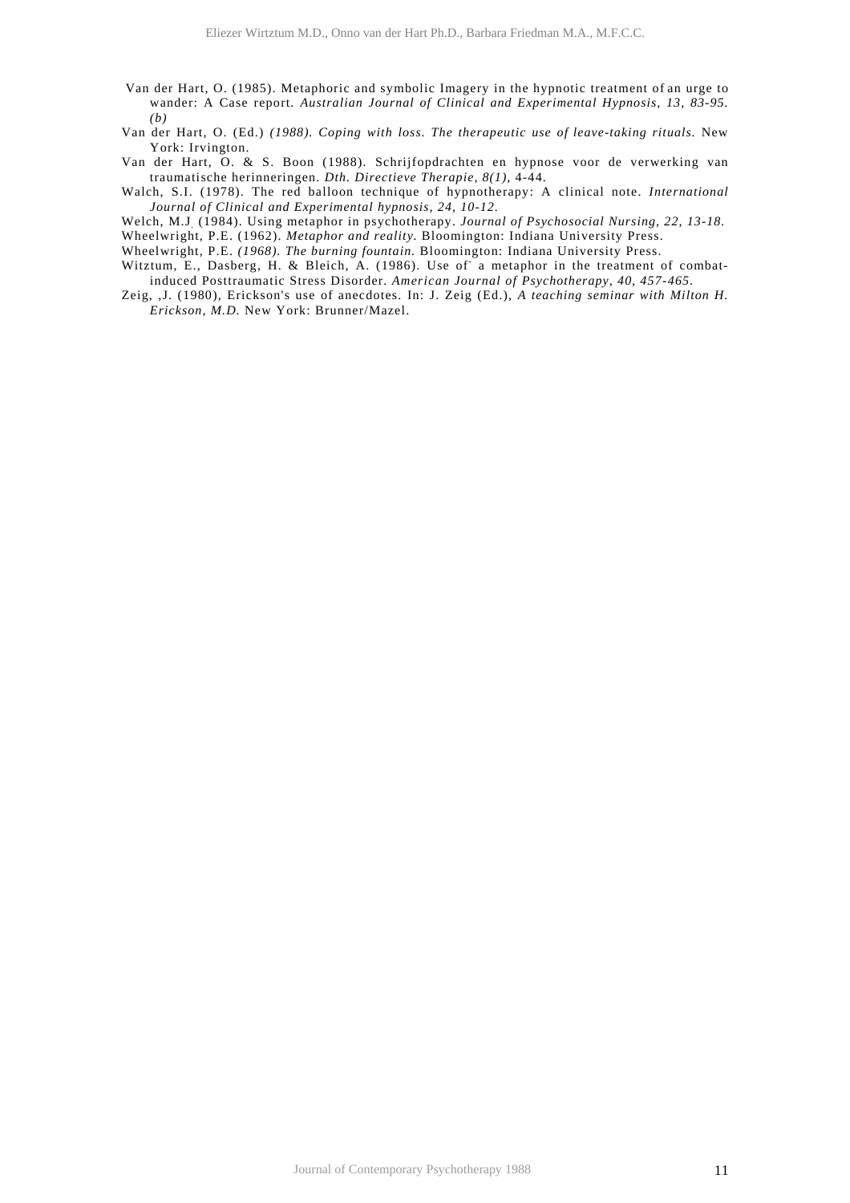Van der Hart, O. (1985). Metaphoric and symbolic Imagery in the hypnotic treatment of an urge to wander: A Case report. *Australian Journal of Clinical and Experimental Hypnosis, 13, 83-95. (b)*

Van der Hart, O. (Ed.) *(1988). Coping with loss. The therapeutic use of leave-taking rituals.* New York: Irvington.

Van der Hart, O. & S. Boon (1988). Schrijfopdrachten en hypnose voor de verwerking van traumatische herinneringen. *Dth. Directieve Therapie, 8(1),* 4-44.

Walch, S.I. (1978). The red balloon technique of hypnotherapy: A clinical note. *International Journal of Clinical and Experimental hypnosis, 24, 10-12.*

Welch, M.J. (1984). Using metaphor in psychotherapy. *Journal of Psychosocial Nursing, 22, 13-18.*

Wheelwright, P.E. (1962). *Metaphor and reality.* Bloomington: Indiana University Press.

Wheelwright, P.E. *(1968). The burning fountain.* Bloomington: Indiana University Press.

Witztum, E., Dasberg, H. & Bleich, A. (1986). Use of a metaphor in the treatment of combat-induced Posttraumatic Stress Disorder. *American Journal of Psychotherapy, 40, 457-465.*

Zeig, ,J. (1980), Erickson's use of anecdotes. In: J. Zeig (Ed.), *A teaching seminar with Milton H. Erickson, M.D.* New York: Brunner/Mazel.